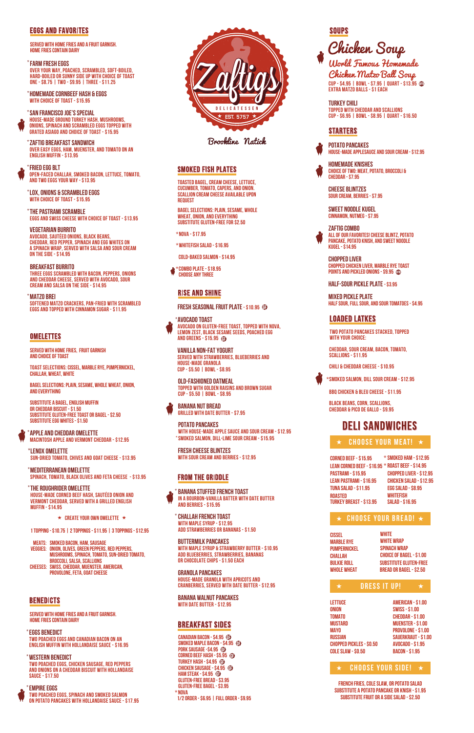## EGGS AND FAVORITES

SERVED WITH HOME FRIES AND A FRUIT GARNISH.
HOME FRIES CONTAIN DAIRY

*FARM FRESH EGGS
OVER YOUR WAY, POACHED, SCRAMBLED, SOFT-BOILED, HARD-BOILED OR SUNNY SIDE UP WITH CHOICE OF TOAST
ONE - $8.75 | TWO - $9.95 | THREE - $11.25

*HOMEMADE CORNBEEF HASH & EGGS
WITH CHOICE OF TOAST - $15.95

*SAN FRANCISCO JOE'S SPECIAL
HOUSE-MADE GROUND TURKEY HASH, MUSHROOMS, ONIONS, SPINACH AND SCRAMBLED EGGS TOPPED WITH GRATED ASIAGO AND CHOICE OF TOAST - $15.95

*ZAFTIG BREAKFAST SANDWICH
OVER EASY EGGS, HAM, MUENSTER, AND TOMATO ON AN ENGLISH MUFFIN - $13.95

*FRIED EGG BLT
OPEN-FACED CHALLAH, SMOKED BACON, LETTUCE, TOMATO, AND TWO EGGS YOUR WAY - $13.95

*LOX, ONIONS & SCRAMBLED EGGS
WITH CHOICE OF TOAST - $15.95

*THE PASTRAMI SCRAMBLE
EGGS AND SWISS CHEESE WITH CHOICE OF TOAST - $13.95

VEGETARIAN BURRITO
AVOCADO, SAUTÉED ONIONS, BLACK BEANS, CHEDDAR, RED PEPPER, SPINACH AND EGG WHITES ON A SPINACH WRAP, SERVED WITH SALSA AND SOUR CREAM ON THE SIDE - $14.95

BREAKFAST BURRITO
THREE EGGS SCRAMBLED WITH BACON, PEPPERS, ONIONS AND CHEDDAR CHEESE. SERVED WITH AVOCADO, SOUR CREAM AND SALSA ON THE SIDE - $14.95

*MATZO BREI
SOFTENED MATZO CRACKERS, PAN-FRIED WITH SCRAMBLED EGGS AND TOPPED WITH CINNAMON SUGAR - $11.95

## OMELETTES

SERVED WITH HOME FRIES, FRUIT GARNISH AND CHOICE OF TOAST

TOAST SELECTIONS: CISSEL, MARBLE RYE, PUMPERNICKEL, CHALLAH, WHEAT, WHITE

BAGEL SELECTIONS: PLAIN, SESAME, WHOLE WHEAT, ONION, AND EVERYTHING

SUBSTITUTE A BAGEL, ENGLISH MUFFIN OR CHEDDAR BISCUIT - $1.50
SUBSTITUTE GLUTEN-FREE TOAST OR BAGEL - $2.50
SUBSTITUTE EGG WHITES - $1.50

*APPLE AND CHEDDAR OMELETTE
MACINTOSH APPLE AND VERMONT CHEDDAR - $12.95

*LENOX OMELETTE
SUN-DRIED TOMATO, CHIVES AND GOAT CHEESE - $13.95

*MEDITERRANEAN OMELETTE
SPINACH, TOMATO, BLACK OLIVES AND FETA CHEESE - $13.95

*THE ROUGHRIDER OMELETTE
HOUSE-MADE CORNED BEEF HASH, SAUTÉED ONION AND VERMONT CHEDDAR, SERVED WITH A GRILLED ENGLISH MUFFIN - $14.95

★ CREATE YOUR OWN OMELETTE ★

1 TOPPING - $10.75 | 2 TOPPINGS - $11.95 | 3 TOPPINGS - $12.95

MEATS: SMOKED BACON, HAM, SAUSAGE
VEGGIES: ONION, OLIVES, GREEN PEPPERS, RED PEPPERS, MUSHROOMS, SPINACH, TOMATO, SUN-DRIED TOMATO, BROCCOLI, SALSA, SCALLIONS
CHEESES: SWISS, CHEDDAR, MUENSTER, AMERICAN, PROVOLONE, FETA, GOAT CHEESE

## BENEDICTS

SERVED WITH HOME FRIES AND A FRUIT GARNISH.
HOME FRIES CONTAIN DAIRY

*EGGS BENEDICT
TWO POACHED EGGS AND CANADIAN BACON ON AN ENGLISH MUFFIN WITH HOLLANDAISE SAUCE - $16.95

*WESTERN BENEDICT
TWO POACHED EGGS, CHICKEN SAUSAGE, RED PEPPERS AND ONIONS ON A CHEDDAR BISCUIT WITH HOLLANDAISE SAUCE - $17.50

*EMPIRE EGGS
TWO POACHED EGGS, SPINACH AND SMOKED SALMON ON POTATO PANCAKES WITH HOLLANDAISE SAUCE - $17.95

# Zaftigs

DELICATESSEN
★ EST. 5757 ★

Brookline Natick

## SMOKED FISH PLATES

TOASTED BAGEL, CREAM CHEESE, LETTUCE, CUCUMBER, TOMATO, CAPERS, AND ONION. SCALLION CREAM CHEESE AVAILABLE UPON REQUEST

BAGEL SELECTIONS: PLAIN, SESAME, WHOLE WHEAT, ONION, AND EVERYTHING
SUBSTITUTE GLUTEN-FREE FOR $2.50

*NOVA - $17.95

*WHITEFISH SALAD - $16.95

COLD-BAKED SALMON - $14.95

*COMBO PLATE - $18.95
CHOOSE ANY THREE

## RISE AND SHINE

FRESH SEASONAL FRUIT PLATE - $10.95 GF

*AVOCADO TOAST
AVOCADO ON GLUTEN-FREE TOAST, TOPPED WITH NOVA, LEMON ZEST, BLACK SESAME SEEDS, POACHED EGG AND GREENS - $15.95 GF

VANILLA NON-FAT YOGURT
SERVED WITH STRAWBERRIES, BLUEBERRIES AND HOUSE-MADE GRANOLA
CUP - $5.50 | BOWL - $8.95

OLD-FASHIONED OATMEAL
TOPPED WITH GOLDEN RAISINS AND BROWN SUGAR
CUP - $5.50 | BOWL - $8.95

BANANA NUT BREAD
GRILLED WITH DATE BUTTER - $7.95

POTATO PANCAKES
WITH HOUSE-MADE APPLE SAUCE AND SOUR CREAM - $12.95
*SMOKED SALMON, DILL-LIME SOUR CREAM - $15.95

FRESH CHEESE BLINTZES
WITH SOUR CREAM AND BERRIES - $12.95

## FROM THE GRIDDLE

*BANANA STUFFED FRENCH TOAST
IN A BOURBON-VANILLA BATTER WITH DATE BUTTER AND BERRIES - $15.95

*CHALLAH FRENCH TOAST
WITH MAPLE SYRUP - $12.95
ADD STRAWBERRIES OR BANANAS - $1.50

BUTTERMILK PANCAKES
WITH MAPLE SYRUP & STRAWBERRY BUTTER - $10.95
ADD BLUEBERRIES, STRAWBERRIES, BANANAS OR CHOCOLATE CHIPS - $1.50 EACH

GRANOLA PANCAKES
HOUSE-MADE GRANOLA WITH APRICOTS AND CRANBERRIES, SERVED WITH DATE BUTTER - $12.95

BANANA WALNUT PANCAKES
WITH DATE BUTTER - $12.95

## BREAKFAST SIDES

CANADIAN BACON - $4.95 GF
SMOKED MAPLE BACON - $4.95 GF
PORK SAUSAGE - $4.95 GF
CORNED BEEF HASH - $5.95 GF
TURKEY HASH - $4.95 GF
CHICKEN SAUSAGE - $4.95 GF
HAM STEAK - $4.95 GF
GLUTEN-FREE BREAD - $3.95
GLUTEN-FREE BAGEL - $3.95
*NOVA
1/2 ORDER - $6.95 | FULL ORDER - $9.95

## SOUPS

**Chicken Soup**
*World Famous Homemade Chicken Matzo Ball Soup*
CUP - $4.95 | BOWL - $7.95 | QUART - $13.95 GF
EXTRA MATZO BALLS - $1 EACH

TURKEY CHILI
TOPPED WITH CHEDDAR AND SCALLIONS
CUP - $6.95 | BOWL - $8.95 | QUART - $16.50

## STARTERS

POTATO PANCAKES
HOUSE-MADE APPLESAUCE AND SOUR CREAM - $12.95

HOMEMADE KNISHES
CHOICE OF TWO: MEAT, POTATO, BROCCOLI & CHEDDAR - $7.95

CHEESE BLINTZES
SOUR CREAM, BERRIES - $7.95

SWEET NOODLE KUGEL
CINNAMON, NUTMEG - $7.95

ZAFTIG COMBO
ALL OF OUR FAVORITES! CHEESE BLINTZ, POTATO PANCAKE, POTATO KNISH, AND SWEET NOODLE KUGEL - $14.95

CHOPPED LIVER
CHOPPED CHICKEN LIVER, MARBLE RYE TOAST POINTS AND PICKLED ONIONS - $9.95 GF

HALF-SOUR PICKLE PLATE - $3.95

MIXED PICKLE PLATE
HALF SOUR, FULL SOUR, AND SOUR TOMATOES - $4.95

## LOADED LATKES

TWO POTATO PANCAKES STACKED, TOPPED WITH YOUR CHOICE:

CHEDDAR, SOUR CREAM, BACON, TOMATO, SCALLIONS - $11.95

CHILI & CHEDDAR CHEESE - $10.95

*SMOKED SALMON, DILL SOUR CREAM - $12.95

BBQ CHICKEN & BLEU CHEESE - $11.95

BLACK BEANS, CORN, SCALLIONS, CHEDDAR & PICO DE GALLO - $9.95

## DELI SANDWICHES

### ★ CHOOSE YOUR MEAT! ★

CORNED BEEF - $15.95
LEAN CORNED BEEF - $16.95
PASTRAMI - $15.95
LEAN PASTRAMI - $16.95
TUNA SALAD - $11.95
ROASTED TURKEY BREAST - $13.95
*SMOKED HAM - $12.95
*ROAST BEEF - $14.95
CHOPPED LIVER - $12.95
CHICKEN SALAD - $12.95
EGG SALAD - $8.95
WHITEFISH SALAD - $16.95

### ★ CHOOSE YOUR BREAD! ★

CISSEL
MARBLE RYE
PUMPERNICKEL
CHALLAH
BULKIE ROLL
WHOLE WHEAT
WHITE
WHITE WRAP
SPINACH WRAP
CHOICE OF BAGEL - $1.00
SUBSTITUTE GLUTEN-FREE BREAD OR BAGEL - $2.50

### ★ DRESS IT UP! ★

LETTUCE
ONION
TOMATO
MUSTARD
MAYO
RUSSIAN
CHOPPED PICKLES - $0.50
COLE SLAW - $0.50
AMERICAN - $1.00
SWISS - $1.00
CHEDDAR - $1.00
MUENSTER - $1.00
PROVOLONE - $1.00
SAUERKRAUT - $1.00
AVOCADO - $1.95
BACON - $1.95

### ★ CHOOSE YOUR SIDE! ★

FRENCH FRIES, COLE SLAW, OR POTATO SALAD
SUBSTITUTE A POTATO PANCAKE OR KNISH - $1.95
SUBSTITUTE FRUIT OR A SIDE SALAD - $2.50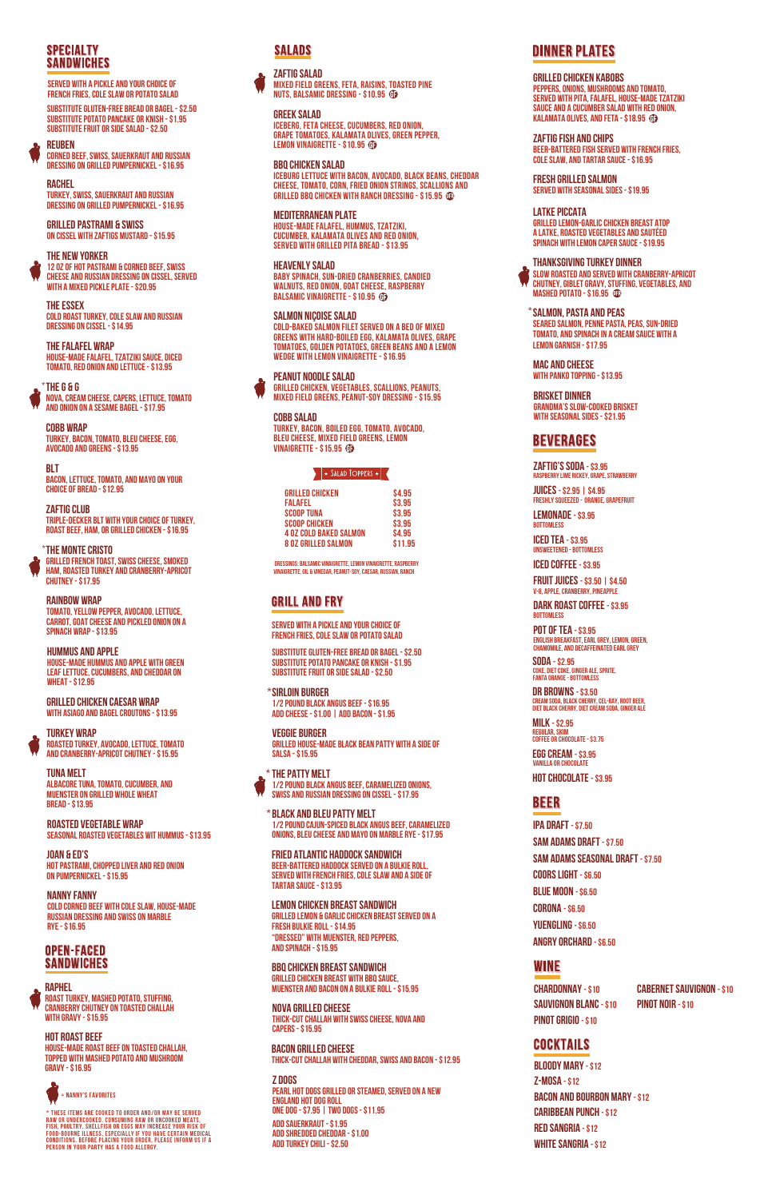## SPECIALTY SANDWICHES

SERVED WITH A PICKLE AND YOUR CHOICE OF FRENCH FRIES, COLE SLAW OR POTATO SALAD

SUBSTITUTE GLUTEN-FREE BREAD OR BAGEL - $2.50
SUBSTITUTE POTATO PANCAKE OR KNISH - $1.95
SUBSTITUTE FRUIT OR SIDE SALAD - $2.50

### REUBEN
CORNED BEEF, SWISS, SAUERKRAUT AND RUSSIAN DRESSING ON GRILLED PUMPERNICKEL - $16.95

### RACHEL
TURKEY, SWISS, SAUERKRAUT AND RUSSIAN DRESSING ON GRILLED PUMPERNICKEL - $16.95

### GRILLED PASTRAMI & SWISS
ON CISSEL WITH ZAFTIGS MUSTARD - $15.95

### THE NEW YORKER
12 OZ OF HOT PASTRAMI & CORNED BEEF, SWISS CHEESE AND RUSSIAN DRESSING ON CISSEL, SERVED WITH A MIXED PICKLE PLATE - $20.95

### THE ESSEX
COLD ROAST TURKEY, COLE SLAW AND RUSSIAN DRESSING ON CISSEL - $14.95

### THE FALAFEL WRAP
HOUSE-MADE FALAFEL, TZATZIKI SAUCE, DICED TOMATO, RED ONION AND LETTUCE - $13.95

### *THE G & G
NOVA, CREAM CHEESE, CAPERS, LETTUCE, TOMATO AND ONION ON A SESAME BAGEL - $17.95

### COBB WRAP
TURKEY, BACON, TOMATO, BLEU CHEESE, EGG, AVOCADO AND GREENS - $13.95

### BLT
BACON, LETTUCE, TOMATO, AND MAYO ON YOUR CHOICE OF BREAD - $12.95

### ZAFTIG CLUB
TRIPLE-DECKER BLT WITH YOUR CHOICE OF TURKEY, ROAST BEEF, HAM, OR GRILLED CHICKEN - $16.95

### *THE MONTE CRISTO
GRILLED FRENCH TOAST, SWISS CHEESE, SMOKED HAM, ROASTED TURKEY AND CRANBERRY-APRICOT CHUTNEY - $17.95

### RAINBOW WRAP
TOMATO, YELLOW PEPPER, AVOCADO, LETTUCE, CARROT, GOAT CHEESE AND PICKLED ONION ON A SPINACH WRAP - $13.95

### HUMMUS AND APPLE
HOUSE-MADE HUMMUS AND APPLE WITH GREEN LEAF LETTUCE, CUCUMBERS, AND CHEDDAR ON WHEAT - $12.95

### GRILLED CHICKEN CAESAR WRAP
WITH ASIAGO AND BAGEL CROUTONS - $13.95

### TURKEY WRAP
ROASTED TURKEY, AVOCADO, LETTUCE, TOMATO AND CRANBERRY-APRICOT CHUTNEY - $15.95

### TUNA MELT
ALBACORE TUNA, TOMATO, CUCUMBER, AND MUENSTER ON GRILLED WHOLE WHEAT BREAD - $13.95

### ROASTED VEGETABLE WRAP
SEASONAL ROASTED VEGETABLES WIT HUMMUS - $13.95

### JOAN & ED'S
HOT PASTRAMI, CHOPPED LIVER AND RED ONION ON PUMPERNICKEL - $15.95

### NANNY FANNY
COLD CORNED BEEF WITH COLE SLAW, HOUSE-MADE RUSSIAN DRESSING AND SWISS ON MARBLE RYE - $16.95

## OPEN-FACED SANDWICHES

### RAPHEL
ROAST TURKEY, MASHED POTATO, STUFFING, CRANBERRY CHUTNEY ON TOASTED CHALLAH WITH GRAVY - $15.95

### HOT ROAST BEEF
HOUSE-MADE ROAST BEEF ON TOASTED CHALLAH, TOPPED WITH MASHED POTATO AND MUSHROOM GRAVY - $16.95

= NANNY'S FAVORITES

* THESE ITEMS ARE COOKED TO ORDER AND/OR MAY BE SERVED RAW OR UNDERCOOKED. CONSUMING RAW OR UNCOOKED MEATS, FISH, POULTRY, SHELLFISH OR EGGS MAY INCREASE YOUR RISK OF FOOD-BOURNE ILLNESS, ESPECIALLY IF YOU HAVE CERTAIN MEDICAL CONDITIONS. BEFORE PLACING YOUR ORDER, PLEASE INFORM US IF A PERSON IN YOUR PARTY HAS A FOOD ALLERGY.

## SALADS

### ZAFTIG SALAD
MIXED FIELD GREENS, FETA, RAISINS, TOASTED PINE NUTS, BALSAMIC DRESSING - $10.95 GF

### GREEK SALAD
ICEBERG, FETA CHEESE, CUCUMBERS, RED ONION, GRAPE TOMATOES, KALAMATA OLIVES, GREEN PEPPER, LEMON VINAIGRETTE - $10.95 GF

### BBQ CHICKEN SALAD
ICEBURG LETTUCE WITH BACON, AVOCADO, BLACK BEANS, CHEDDAR CHEESE, TOMATO, CORN, FRIED ONION STRINGS, SCALLIONS AND GRILLED BBQ CHICKEN WITH RANCH DRESSING - $15.95 GF

### MEDITERRANEAN PLATE
HOUSE-MADE FALAFEL, HUMMUS, TZATZIKI, CUCUMBER, KALAMATA OLIVES AND RED ONION, SERVED WITH GRILLED PITA BREAD - $13.95

### HEAVENLY SALAD
BABY SPINACH, SUN-DRIED CRANBERRIES, CANDIED WALNUTS, RED ONION, GOAT CHEESE, RASPBERRY BALSAMIC VINAIGRETTE - $10.95 GF

### SALMON NIÇOISE SALAD
COLD-BAKED SALMON FILET SERVED ON A BED OF MIXED GREENS WITH HARD-BOILED EGG, KALAMATA OLIVES, GRAPE TOMATOES, GOLDEN POTATOES, GREEN BEANS AND A LEMON WEDGE WITH LEMON VINAIGRETTE - $16.95

### PEANUT NOODLE SALAD
GRILLED CHICKEN, VEGETABLES, SCALLIONS, PEANUTS, MIXED FIELD GREENS, PEANUT-SOY DRESSING - $15.95

### COBB SALAD
TURKEY, BACON, BOILED EGG, TOMATO, AVOCADO, BLEU CHEESE, MIXED FIELD GREENS, LEMON VINAIGRETTE - $15.95 GF

### Salad Toppers

| | |
|---|---|
| GRILLED CHICKEN | $4.95 |
| FALAFEL | $3.95 |
| SCOOP TUNA | $3.95 |
| SCOOP CHICKEN | $3.95 |
| 4 OZ COLD BAKED SALMON | $4.95 |
| 8 OZ GRILLED SALMON | $11.95 |

DRESSINGS: BALSAMIC VINAIGRETTE, LEMON VINAIGRETTE, RASPBERRY VINAIGRETTE, OIL & VINEGAR, PEANUT-SOY, CAESAR, RUSSIAN, RANCH

## GRILL AND FRY

SERVED WITH A PICKLE AND YOUR CHOICE OF FRENCH FRIES, COLE SLAW OR POTATO SALAD

SUBSTITUTE GLUTEN-FREE BREAD OR BAGEL - $2.50
SUBSTITUTE POTATO PANCAKE OR KNISH - $1.95
SUBSTITUTE FRUIT OR SIDE SALAD - $2.50

### *SIRLOIN BURGER
1/2 POUND BLACK ANGUS BEEF - $16.95
ADD CHEESE - $1.00 | ADD BACON - $1.95

### VEGGIE BURGER
GRILLED HOUSE-MADE BLACK BEAN PATTY WITH A SIDE OF SALSA - $15.95

### *THE PATTY MELT
1/2 POUND BLACK ANGUS BEEF, CARAMELIZED ONIONS, SWISS AND RUSSIAN DRESSING ON CISSEL - $17.95

### *BLACK AND BLEU PATTY MELT
1/2 POUND CAJUN-SPICED BLACK ANGUS BEEF, CARAMELIZED ONIONS, BLEU CHEESE AND MAYO ON MARBLE RYE - $17.95

### FRIED ATLANTIC HADDOCK SANDWICH
BEER-BATTERED HADDOCK SERVED ON A BULKIE ROLL, SERVED WITH FRENCH FRIES, COLE SLAW AND A SIDE OF TARTAR SAUCE - $13.95

### LEMON CHICKEN BREAST SANDWICH
GRILLED LEMON & GARLIC CHICKEN BREAST SERVED ON A FRESH BULKIE ROLL - $14.95
"DRESSED" WITH MUENSTER, RED PEPPERS, AND SPINACH - $15.95

### BBQ CHICKEN BREAST SANDWICH
GRILLED CHICKEN BREAST WITH BBQ SAUCE, MUENSTER AND BACON ON A BULKIE ROLL - $15.95

### NOVA GRILLED CHEESE
THICK-CUT CHALLAH WITH SWISS CHEESE, NOVA AND CAPERS - $15.95

### BACON GRILLED CHEESE
THICK-CUT CHALLAH WITH CHEDDAR, SWISS AND BACON - $12.95

### Z DOGS
PEARL HOT DOGS GRILLED OR STEAMED, SERVED ON A NEW ENGLAND HOT DOG ROLL
ONE DOG - $7.95 | TWO DOGS - $11.95

ADD SAUERKRAUT - $1.95
ADD SHREDDED CHEDDAR - $1.00
ADD TURKEY CHILI - $2.50

## DINNER PLATES

### GRILLED CHICKEN KABOBS
PEPPERS, ONIONS, MUSHROOMS AND TOMATO, SERVED WITH PITA, FALAFEL, HOUSE-MADE TZATZIKI SAUCE AND A CUCUMBER SALAD WITH RED ONION, KALAMATA OLIVES, AND FETA - $18.95 GF

### ZAFTIG FISH AND CHIPS
BEER-BATTERED FISH SERVED WITH FRENCH FRIES, COLE SLAW, AND TARTAR SAUCE - $16.95

### FRESH GRILLED SALMON
SERVED WITH SEASONAL SIDES - $19.95

### LATKE PICCATA
GRILLED LEMON-GARLIC CHICKEN BREAST ATOP A LATKE, ROASTED VEGETABLES AND SAUTÉED SPINACH WITH LEMON CAPER SAUCE - $19.95

### THANKSGIVING TURKEY DINNER
SLOW ROASTED AND SERVED WITH CRANBERRY-APRICOT CHUTNEY, GIBLET GRAVY, STUFFING, VEGETABLES, AND MASHED POTATO - $16.95 GF

### *SALMON, PASTA AND PEAS
SEARED SALMON, PENNE PASTA, PEAS, SUN-DRIED TOMATO, AND SPINACH IN A CREAM SAUCE WITH A LEMON GARNISH - $17.95

### MAC AND CHEESE
WITH PANKO TOPPING - $13.95

### BRISKET DINNER
GRANDMA'S SLOW-COOKED BRISKET WITH SEASONAL SIDES - $21.95

## BEVERAGES

**ZAFTIG'S SODA** - $3.95
RASPBERRY LIME RICKEY, GRAPE, STRAWBERRY

**JUICES** - $2.95 | $4.95
FRESHLY SQUEEZED - ORANGE, GRAPEFRUIT

**LEMONADE** - $3.95
BOTTOMLESS

**ICED TEA** - $3.95
UNSWEETENED - BOTTOMLESS

**ICED COFFEE** - $3.95

**FRUIT JUICES** - $3.50 | $4.50
V-8, APPLE, CRANBERRY, PINEAPPLE

**DARK ROAST COFFEE** - $3.95
BOTTOMLESS

**POT OF TEA** - $3.95
ENGLISH BREAKFAST, EARL GREY, LEMON, GREEN, CHAMOMILE, AND DECAFFEINATED EARL GREY

**SODA** - $2.95
COKE, DIET COKE, GINGER ALE, SPRITE, FANTA ORANGE - BOTTOMLESS

**DR BROWNS** - $3.50
CREAM SODA, BLACK CHERRY, CEL-RAY, ROOT BEER, DIET BLACK CHERRY, DIET CREAM SODA, GINGER ALE

**MILK** - $2.95
REGULAR, SKIM
COFFEE OR CHOCOLATE - $3.75

**EGG CREAM** - $3.95
VANILLA OR CHOCOLATE

**HOT CHOCOLATE** - $3.95

## BEER

- IPA DRAFT - $7.50
- SAM ADAMS DRAFT - $7.50
- SAM ADAMS SEASONAL DRAFT - $7.50
- COORS LIGHT - $6.50
- BLUE MOON - $6.50
- CORONA - $6.50
- YUENGLING - $6.50
- ANGRY ORCHARD - $6.50

## WINE

- CHARDONNAY - $10
- SAUVIGNON BLANC - $10
- PINOT GRIGIO - $10
- CABERNET SAUVIGNON - $10
- PINOT NOIR - $10

## COCKTAILS

- BLOODY MARY - $12
- Z-MOSA - $12
- BACON AND BOURBON MARY - $12
- CARIBBEAN PUNCH - $12
- RED SANGRIA - $12
- WHITE SANGRIA - $12